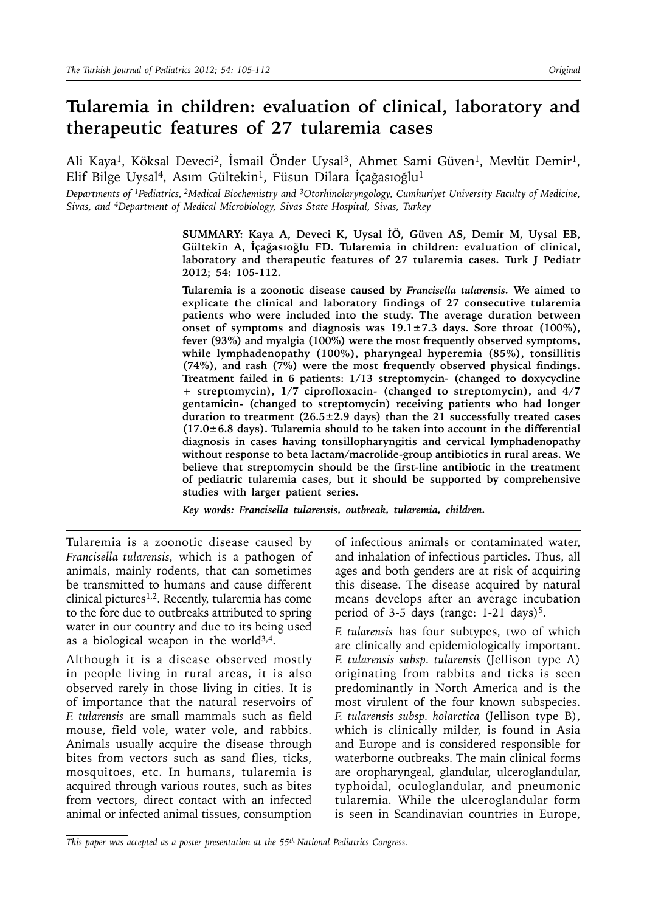# Tularemia in children: evaluation of clinical, laboratory and therapeutic features of 27 tularemia cases

Ali Kaya[1], Köksal Deveci[2], İsmail Önder Uysal[3], Ahmet Sami Güven[1], Mevlüt Demir[1], Elif Bilge Uysal[4], Asım Gültekin[1], Füsun Dilara İçağasıoğlu[1]

*Departments of [1]Pediatrics, [2]Medical Biochemistry and [3]Otorhinolaryngology, Cumhuriyet University Faculty of Medicine, Sivas, and [4]Department of Medical Microbiology, Sivas State Hospital, Sivas, Turkey*

**SUMMARY: Kaya A, Deveci K, Uysal İÖ, Güven AS, Demir M, Uysal EB, Gültekin A, İçağasıoğlu FD. Tularemia in children: evaluation of clinical, laboratory and therapeutic features of 27 tularemia cases. Turk J Pediatr 2012; 54: 105-112.**

**Tularemia is a zoonotic disease caused by *Francisella tularensis*. We aimed to explicate the clinical and laboratory findings of 27 consecutive tularemia patients who were included into the study. The average duration between onset of symptoms and diagnosis was 19.1±7.3 days. Sore throat (100%), fever (93%) and myalgia (100%) were the most frequently observed symptoms, while lymphadenopathy (100%), pharyngeal hyperemia (85%), tonsillitis (74%), and rash (7%) were the most frequently observed physical findings. Treatment failed in 6 patients: 1/13 streptomycin- (changed to doxycycline + streptomycin), 1/7 ciprofloxacin- (changed to streptomycin), and 4/7 gentamicin- (changed to streptomycin) receiving patients who had longer duration to treatment (26.5±2.9 days) than the 21 successfully treated cases (17.0±6.8 days). Tularemia should to be taken into account in the differential diagnosis in cases having tonsillopharyngitis and cervical lymphadenopathy without response to beta lactam/macrolide-group antibiotics in rural areas. We believe that streptomycin should be the first-line antibiotic in the treatment of pediatric tularemia cases, but it should be supported by comprehensive studies with larger patient series.**

*Key words: Francisella tularensis, outbreak, tularemia, children.*

Tularemia is a zoonotic disease caused by *Francisella tularensis*, which is a pathogen of animals, mainly rodents, that can sometimes be transmitted to humans and cause different clinical pictures[1,2]. Recently, tularemia has come to the fore due to outbreaks attributed to spring water in our country and due to its being used as a biological weapon in the world[3,4].

Although it is a disease observed mostly in people living in rural areas, it is also observed rarely in those living in cities. It is of importance that the natural reservoirs of *F. tularensis* are small mammals such as field mouse, field vole, water vole, and rabbits. Animals usually acquire the disease through bites from vectors such as sand flies, ticks, mosquitoes, etc. In humans, tularemia is acquired through various routes, such as bites from vectors, direct contact with an infected animal or infected animal tissues, consumption of infectious animals or contaminated water, and inhalation of infectious particles. Thus, all ages and both genders are at risk of acquiring this disease. The disease acquired by natural means develops after an average incubation period of 3-5 days (range: 1-21 days)[5].

*F. tularensis* has four subtypes, two of which are clinically and epidemiologically important. *F. tularensis subsp. tularensis* (Jellison type A) originating from rabbits and ticks is seen predominantly in North America and is the most virulent of the four known subspecies. *F. tularensis subsp. holarctica* (Jellison type B), which is clinically milder, is found in Asia and Europe and is considered responsible for waterborne outbreaks. The main clinical forms are oropharyngeal, glandular, ulceroglandular, typhoidal, oculoglandular, and pneumonic tularemia. While the ulceroglandular form is seen in Scandinavian countries in Europe,

*This paper was accepted as a poster presentation at the 55th National Pediatrics Congress.*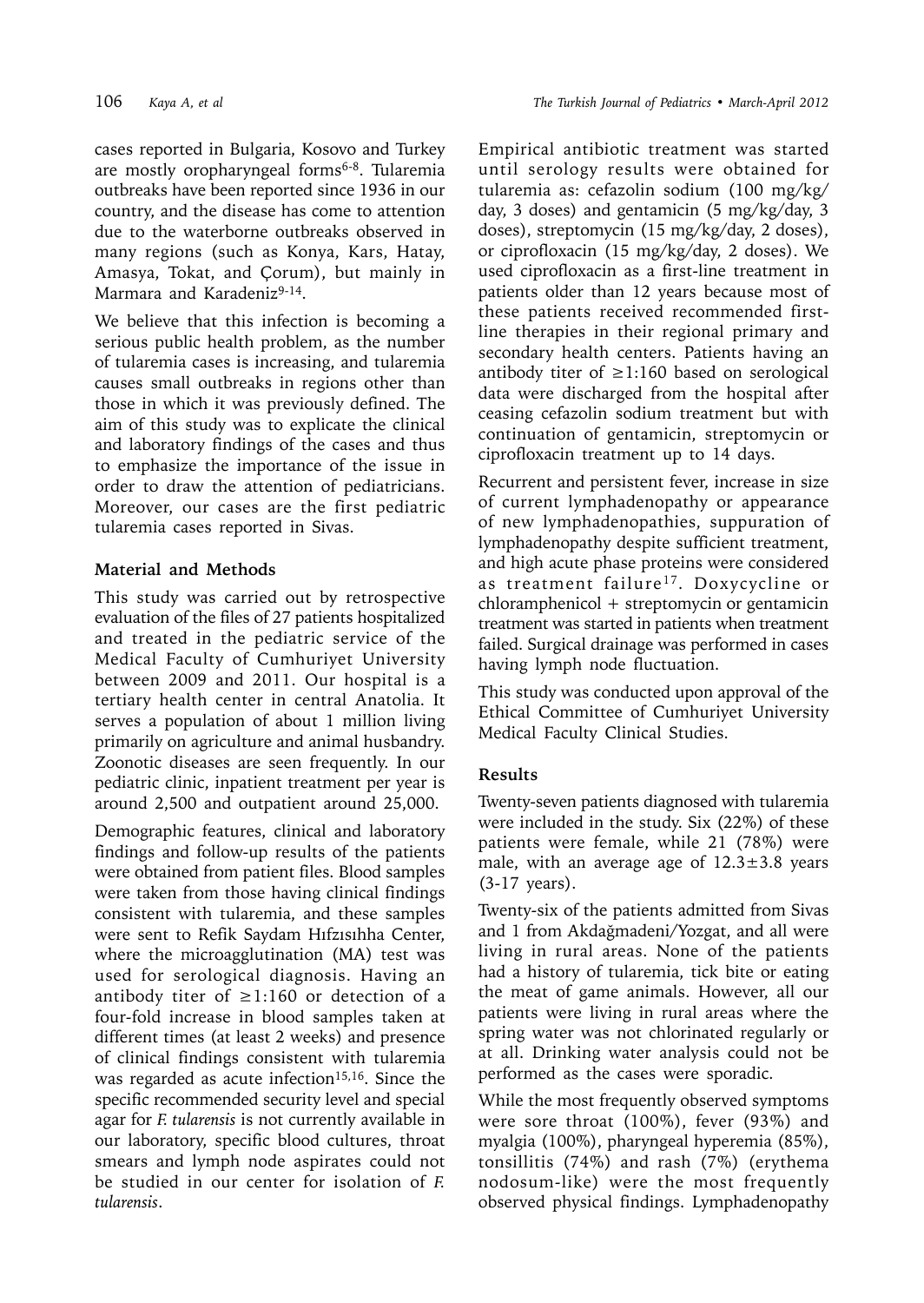cases reported in Bulgaria, Kosovo and Turkey are mostly oropharyngeal forms[6-8]. Tularemia outbreaks have been reported since 1936 in our country, and the disease has come to attention due to the waterborne outbreaks observed in many regions (such as Konya, Kars, Hatay, Amasya, Tokat, and Çorum), but mainly in Marmara and Karadeniz[9-14].

We believe that this infection is becoming a serious public health problem, as the number of tularemia cases is increasing, and tularemia causes small outbreaks in regions other than those in which it was previously defined. The aim of this study was to explicate the clinical and laboratory findings of the cases and thus to emphasize the importance of the issue in order to draw the attention of pediatricians. Moreover, our cases are the first pediatric tularemia cases reported in Sivas.

## Material and Methods

This study was carried out by retrospective evaluation of the files of 27 patients hospitalized and treated in the pediatric service of the Medical Faculty of Cumhuriyet University between 2009 and 2011. Our hospital is a tertiary health center in central Anatolia. It serves a population of about 1 million living primarily on agriculture and animal husbandry. Zoonotic diseases are seen frequently. In our pediatric clinic, inpatient treatment per year is around 2,500 and outpatient around 25,000.

Demographic features, clinical and laboratory findings and follow-up results of the patients were obtained from patient files. Blood samples were taken from those having clinical findings consistent with tularemia, and these samples were sent to Refik Saydam Hıfzısıhha Center, where the microagglutination (MA) test was used for serological diagnosis. Having an antibody titer of ≥1:160 or detection of a four-fold increase in blood samples taken at different times (at least 2 weeks) and presence of clinical findings consistent with tularemia was regarded as acute infection[15,16]. Since the specific recommended security level and special agar for *F. tularensis* is not currently available in our laboratory, specific blood cultures, throat smears and lymph node aspirates could not be studied in our center for isolation of *F. tularensis*.

Empirical antibiotic treatment was started until serology results were obtained for tularemia as: cefazolin sodium (100 mg/kg/day, 3 doses) and gentamicin (5 mg/kg/day, 3 doses), streptomycin (15 mg/kg/day, 2 doses), or ciprofloxacin (15 mg/kg/day, 2 doses). We used ciprofloxacin as a first-line treatment in patients older than 12 years because most of these patients received recommended first-line therapies in their regional primary and secondary health centers. Patients having an antibody titer of ≥1:160 based on serological data were discharged from the hospital after ceasing cefazolin sodium treatment but with continuation of gentamicin, streptomycin or ciprofloxacin treatment up to 14 days.

Recurrent and persistent fever, increase in size of current lymphadenopathy or appearance of new lymphadenopathies, suppuration of lymphadenopathy despite sufficient treatment, and high acute phase proteins were considered as treatment failure[17]. Doxycycline or chloramphenicol + streptomycin or gentamicin treatment was started in patients when treatment failed. Surgical drainage was performed in cases having lymph node fluctuation.

This study was conducted upon approval of the Ethical Committee of Cumhuriyet University Medical Faculty Clinical Studies.

## Results

Twenty-seven patients diagnosed with tularemia were included in the study. Six (22%) of these patients were female, while 21 (78%) were male, with an average age of 12.3±3.8 years (3-17 years).

Twenty-six of the patients admitted from Sivas and 1 from Akdağmadeni/Yozgat, and all were living in rural areas. None of the patients had a history of tularemia, tick bite or eating the meat of game animals. However, all our patients were living in rural areas where the spring water was not chlorinated regularly or at all. Drinking water analysis could not be performed as the cases were sporadic.

While the most frequently observed symptoms were sore throat (100%), fever (93%) and myalgia (100%), pharyngeal hyperemia (85%), tonsillitis (74%) and rash (7%) (erythema nodosum-like) were the most frequently observed physical findings. Lymphadenopathy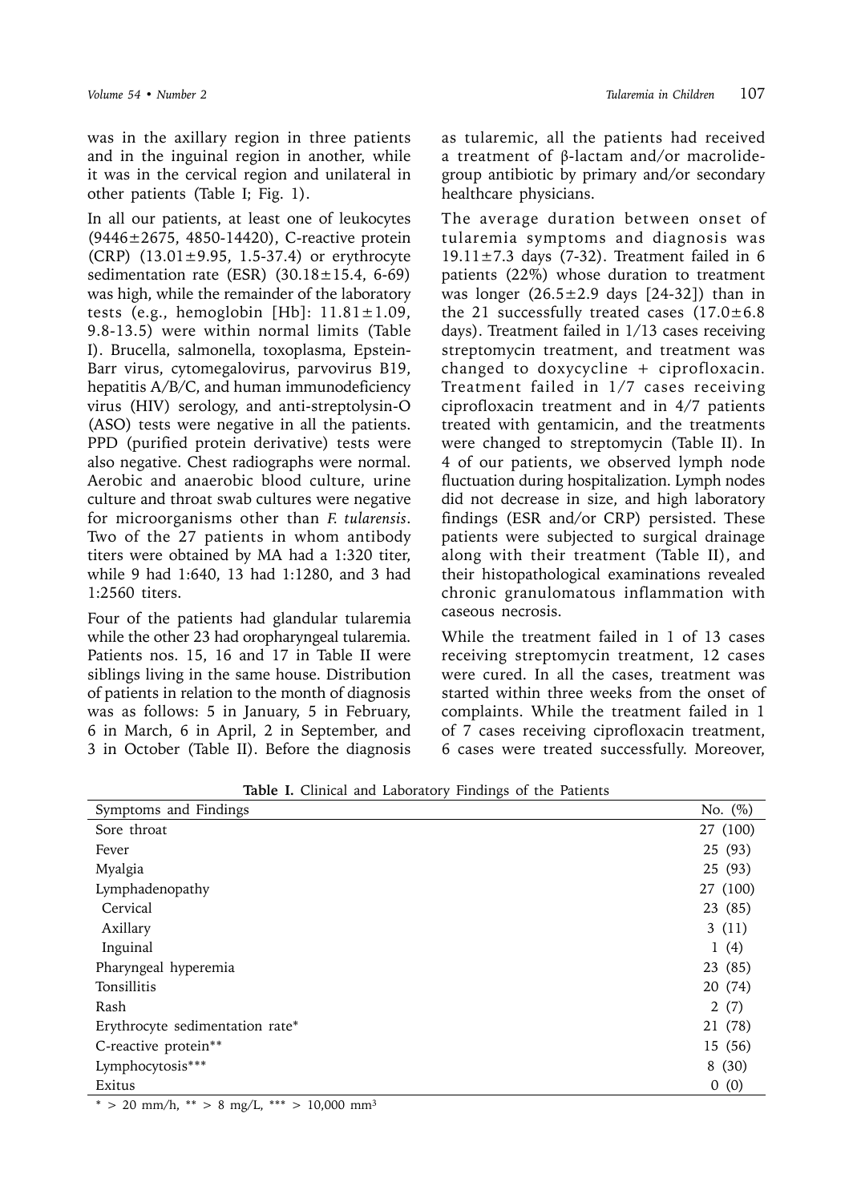was in the axillary region in three patients and in the inguinal region in another, while it was in the cervical region and unilateral in other patients (Table I; Fig. 1).

In all our patients, at least one of leukocytes (9446±2675, 4850-14420), C-reactive protein (CRP) (13.01±9.95, 1.5-37.4) or erythrocyte sedimentation rate (ESR) (30.18±15.4, 6-69) was high, while the remainder of the laboratory tests (e.g., hemoglobin [Hb]: 11.81±1.09, 9.8-13.5) were within normal limits (Table I). Brucella, salmonella, toxoplasma, Epstein-Barr virus, cytomegalovirus, parvovirus B19, hepatitis A/B/C, and human immunodeficiency virus (HIV) serology, and anti-streptolysin-O (ASO) tests were negative in all the patients. PPD (purified protein derivative) tests were also negative. Chest radiographs were normal. Aerobic and anaerobic blood culture, urine culture and throat swab cultures were negative for microorganisms other than *F. tularensis*. Two of the 27 patients in whom antibody titers were obtained by MA had a 1:320 titer, while 9 had 1:640, 13 had 1:1280, and 3 had 1:2560 titers.

Four of the patients had glandular tularemia while the other 23 had oropharyngeal tularemia. Patients nos. 15, 16 and 17 in Table II were siblings living in the same house. Distribution of patients in relation to the month of diagnosis was as follows: 5 in January, 5 in February, 6 in March, 6 in April, 2 in September, and 3 in October (Table II). Before the diagnosis as tularemic, all the patients had received a treatment of β-lactam and/or macrolide-group antibiotic by primary and/or secondary healthcare physicians.

The average duration between onset of tularemia symptoms and diagnosis was 19.11±7.3 days (7-32). Treatment failed in 6 patients (22%) whose duration to treatment was longer (26.5±2.9 days [24-32]) than in the 21 successfully treated cases (17.0±6.8 days). Treatment failed in 1/13 cases receiving streptomycin treatment, and treatment was changed to doxycycline + ciprofloxacin. Treatment failed in 1/7 cases receiving ciprofloxacin treatment and in 4/7 patients treated with gentamicin, and the treatments were changed to streptomycin (Table II). In 4 of our patients, we observed lymph node fluctuation during hospitalization. Lymph nodes did not decrease in size, and high laboratory findings (ESR and/or CRP) persisted. These patients were subjected to surgical drainage along with their treatment (Table II), and their histopathological examinations revealed chronic granulomatous inflammation with caseous necrosis.

While the treatment failed in 1 of 13 cases receiving streptomycin treatment, 12 cases were cured. In all the cases, treatment was started within three weeks from the onset of complaints. While the treatment failed in 1 of 7 cases receiving ciprofloxacin treatment, 6 cases were treated successfully. Moreover,

**Table I.** Clinical and Laboratory Findings of the Patients

| Symptoms and Findings | No. (%) |
|---|---|
| Sore throat | 27 (100) |
| Fever | 25 (93) |
| Myalgia | 25 (93) |
| Lymphadenopathy | 27 (100) |
| Cervical | 23 (85) |
| Axillary | 3 (11) |
| Inguinal | 1 (4) |
| Pharyngeal hyperemia | 23 (85) |
| Tonsillitis | 20 (74) |
| Rash | 2 (7) |
| Erythrocyte sedimentation rate* | 21 (78) |
| C-reactive protein** | 15 (56) |
| Lymphocytosis*** | 8 (30) |
| Exitus | 0 (0) |

* > 20 mm/h, ** > 8 mg/L, *** > 10,000 $mm^3$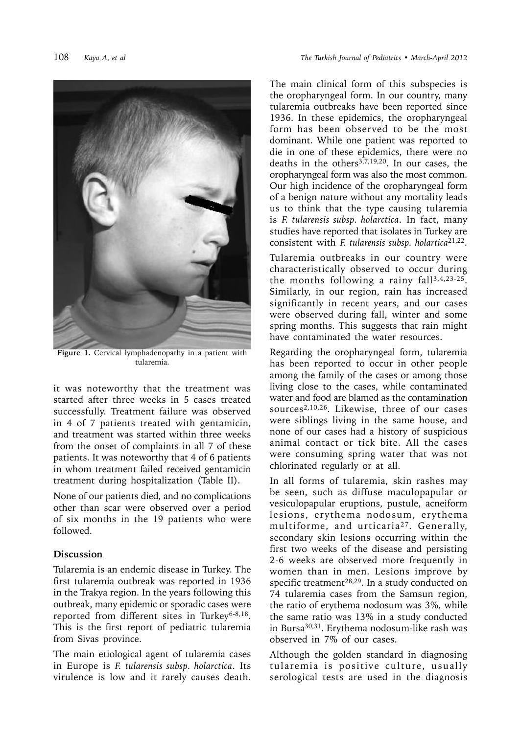Figure 1. Cervical lymphadenopathy in a patient with tularemia.

it was noteworthy that the treatment was started after three weeks in 5 cases treated successfully. Treatment failure was observed in 4 of 7 patients treated with gentamicin, and treatment was started within three weeks from the onset of complaints in all 7 of these patients. It was noteworthy that 4 of 6 patients in whom treatment failed received gentamicin treatment during hospitalization (Table II).

None of our patients died, and no complications other than scar were observed over a period of six months in the 19 patients who were followed.

## Discussion

Tularemia is an endemic disease in Turkey. The first tularemia outbreak was reported in 1936 in the Trakya region. In the years following this outbreak, many epidemic or sporadic cases were reported from different sites in Turkey[6-8,18]. This is the first report of pediatric tularemia from Sivas province.

The main etiological agent of tularemia cases in Europe is *F. tularensis subsp. holarctica*. Its virulence is low and it rarely causes death. The main clinical form of this subspecies is the oropharyngeal form. In our country, many tularemia outbreaks have been reported since 1936. In these epidemics, the oropharyngeal form has been observed to be the most dominant. While one patient was reported to die in one of these epidemics, there were no deaths in the others[3,7,19,20]. In our cases, the oropharyngeal form was also the most common. Our high incidence of the oropharyngeal form of a benign nature without any mortality leads us to think that the type causing tularemia is *F. tularensis subsp. holarctica*. In fact, many studies have reported that isolates in Turkey are consistent with *F. tularensis subsp. holarctica*[21,22].

Tularemia outbreaks in our country were characteristically observed to occur during the months following a rainy fall[3,4,23-25]. Similarly, in our region, rain has increased significantly in recent years, and our cases were observed during fall, winter and some spring months. This suggests that rain might have contaminated the water resources.

Regarding the oropharyngeal form, tularemia has been reported to occur in other people among the family of the cases or among those living close to the cases, while contaminated water and food are blamed as the contamination sources[2,10,26]. Likewise, three of our cases were siblings living in the same house, and none of our cases had a history of suspicious animal contact or tick bite. All the cases were consuming spring water that was not chlorinated regularly or at all.

In all forms of tularemia, skin rashes may be seen, such as diffuse maculopapular or vesiculopapular eruptions, pustule, acneiform lesions, erythema nodosum, erythema multiforme, and urticaria[27]. Generally, secondary skin lesions occurring within the first two weeks of the disease and persisting 2-6 weeks are observed more frequently in women than in men. Lesions improve by specific treatment[28,29]. In a study conducted on 74 tularemia cases from the Samsun region, the ratio of erythema nodosum was 3%, while the same ratio was 13% in a study conducted in Bursa[30,31]. Erythema nodosum-like rash was observed in 7% of our cases.

Although the golden standard in diagnosing tularemia is positive culture, usually serological tests are used in the diagnosis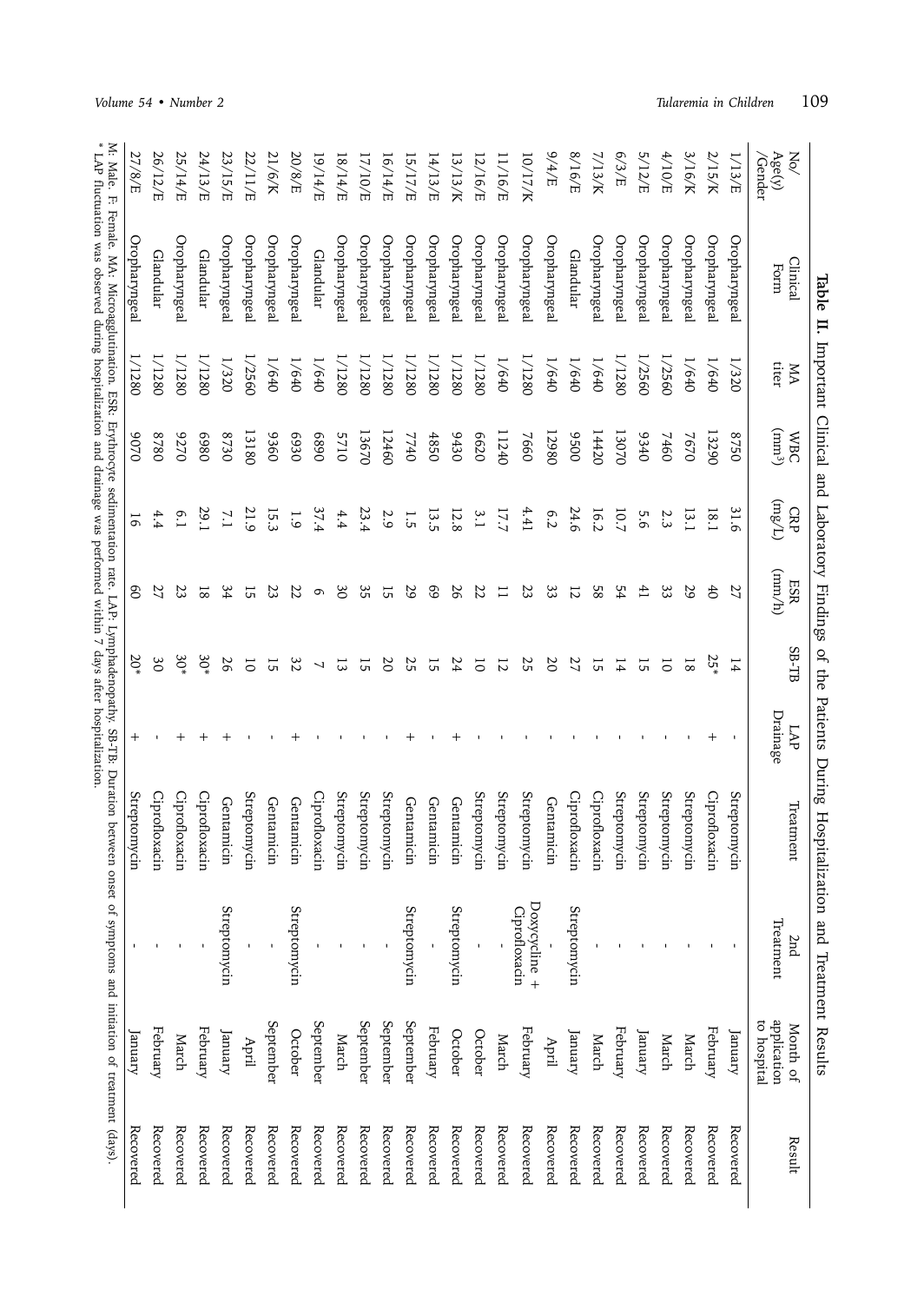**Table II.** Important Clinical and Laboratory Findings of the Patients During Hospitalization and Treatment Results

| No/ Age(y) /Gender | Clinical Form | MA titer | WBC (mm$^3$) | CRP (ng/L) | ESR (mm/h) | SB-TB | LAP Drainage | Treatment | 2nd Treatment | Month of application to hospital | Result |
|---|---|---|---|---|---|---|---|---|---|---|---|
| 1/13/E | Oropharyngeal | 1/320 | 8750 | 31.6 | 27 | 14 | - | Streptomycin | - | January | Recovered |
| 2/15/K | Oropharyngeal | 1/640 | 13290 | 18.1 | 40 | 25* | + | Ciprofloxacin | - | February | Recovered |
| 3/16/K | Oropharyngeal | 1/640 | 7670 | 13.1 | 29 | 18 | - | Streptomycin | - | March | Recovered |
| 4/10/E | Oropharyngeal | 1/2560 | 7460 | 2.3 | 33 | 10 | - | Streptomycin | - | March | Recovered |
| 5/12/E | Oropharyngeal | 1/2560 | 9340 | 5.6 | 41 | 15 | - | Streptomycin | - | January | Recovered |
| 6/3/E | Oropharyngeal | 1/1280 | 13070 | 10.7 | 54 | 14 | - | Streptomycin | - | February | Recovered |
| 7/13/K | Oropharyngeal | 1/640 | 14420 | 16.2 | 58 | 15 | - | Ciprofloxacin | - | March | Recovered |
| 8/16/E | Glandular | 1/640 | 9500 | 24.6 | 12 | 27 | - | Ciprofloxacin | Streptomycin | January | Recovered |
| 9/4/E | Oropharyngeal | 1/640 | 12980 | 6.2 | 33 | 20 | - | Gentamicin | - | April | Recovered |
| 10/17/K | Oropharyngeal | 1/1280 | 7660 | 4.41 | 23 | 25 | - | Streptomycin | Doxycycline + Ciprofloxacin | February | Recovered |
| 11/16/E | Oropharyngeal | 1/640 | 11240 | 17.7 | 11 | 12 | - | Streptomycin | - | March | Recovered |
| 12/16/E | Oropharyngeal | 1/1280 | 6620 | 3.1 | 22 | 10 | - | Streptomycin | - | October | Recovered |
| 13/13/K | Oropharyngeal | 1/1280 | 9430 | 12.8 | 26 | 24 | + | Gentamicin | Streptomycin | October | Recovered |
| 14/13/E | Oropharyngeal | 1/1280 | 4850 | 13.5 | 69 | 15 | - | Gentamicin | - | February | Recovered |
| 15/17/E | Oropharyngeal | 1/1280 | 7740 | 1.5 | 29 | 25 | + | Gentamicin | Streptomycin | September | Recovered |
| 16/14/E | Oropharyngeal | 1/1280 | 12460 | 2.9 | 15 | 20 | - | Streptomycin | - | September | Recovered |
| 17/10/E | Oropharyngeal | 1/1280 | 13670 | 23.4 | 35 | 15 | - | Streptomycin | - | September | Recovered |
| 18/14/E | Oropharyngeal | 1/1280 | 5710 | 4.4 | 30 | 13 | - | Streptomycin | - | March | Recovered |
| 19/14/E | Glandular | 1/640 | 6890 | 37.4 | 6 | 7 | - | Ciprofloxacin | - | September | Recovered |
| 20/8/E | Oropharyngeal | 1/640 | 6930 | 1.9 | 22 | 32 | + | Gentamicin | Streptomycin | October | Recovered |
| 21/6/K | Oropharyngeal | 1/640 | 9360 | 15.3 | 23 | 15 | - | Gentamicin | - | September | Recovered |
| 22/11/E | Oropharyngeal | 1/2560 | 13180 | 21.9 | 15 | 10 | - | Streptomycin | - | April | Recovered |
| 23/15/E | Oropharyngeal | 1/320 | 8730 | 7.1 | 34 | 26 | + | Gentamicin | Streptomycin | January | Recovered |
| 24/13/E | Glandular | 1/1280 | 6980 | 29.1 | 18 | 30* | + | Ciprofloxacin | - | February | Recovered |
| 25/14/E | Oropharyngeal | 1/1280 | 9270 | 6.1 | 23 | 30* | + | Ciprofloxacin | - | March | Recovered |
| 26/12/E | Glandular | 1/1280 | 8780 | 4.4 | 27 | 30 | - | Ciprofloxacin | - | February | Recovered |
| 27/8/E | Oropharyngeal | 1/1280 | 9070 | 16 | 60 | 20* | + | Streptomycin | - | January | Recovered |

M: Male. F: Female. MA: Microagglutination. ESR: Erythrocyte sedimentation rate. LAP: Lymphadenopathy. SB-TB: Duration between onset of symptoms and initiation of treatment (days).
\* LAP fluctuation was observed during hospitalization and drainage was performed within 7 days after hospitalization.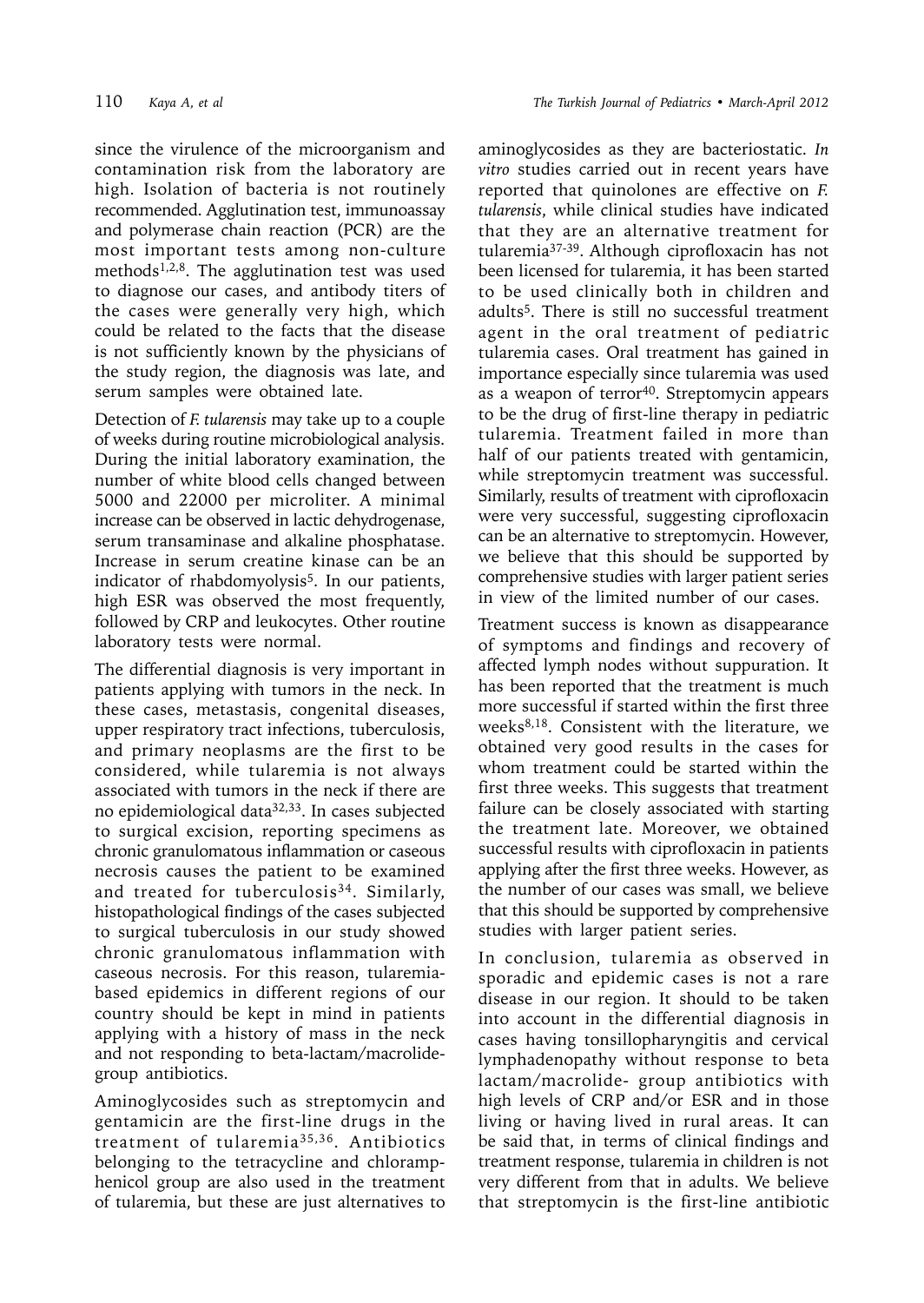since the virulence of the microorganism and contamination risk from the laboratory are high. Isolation of bacteria is not routinely recommended. Agglutination test, immunoassay and polymerase chain reaction (PCR) are the most important tests among non-culture methods[1,2,8]. The agglutination test was used to diagnose our cases, and antibody titers of the cases were generally very high, which could be related to the facts that the disease is not sufficiently known by the physicians of the study region, the diagnosis was late, and serum samples were obtained late.

Detection of *F. tularensis* may take up to a couple of weeks during routine microbiological analysis. During the initial laboratory examination, the number of white blood cells changed between 5000 and 22000 per microliter. A minimal increase can be observed in lactic dehydrogenase, serum transaminase and alkaline phosphatase. Increase in serum creatine kinase can be an indicator of rhabdomyolysis[5]. In our patients, high ESR was observed the most frequently, followed by CRP and leukocytes. Other routine laboratory tests were normal.

The differential diagnosis is very important in patients applying with tumors in the neck. In these cases, metastasis, congenital diseases, upper respiratory tract infections, tuberculosis, and primary neoplasms are the first to be considered, while tularemia is not always associated with tumors in the neck if there are no epidemiological data[32,33]. In cases subjected to surgical excision, reporting specimens as chronic granulomatous inflammation or caseous necrosis causes the patient to be examined and treated for tuberculosis[34]. Similarly, histopathological findings of the cases subjected to surgical tuberculosis in our study showed chronic granulomatous inflammation with caseous necrosis. For this reason, tularemia-based epidemics in different regions of our country should be kept in mind in patients applying with a history of mass in the neck and not responding to beta-lactam/macrolide-group antibiotics.

Aminoglycosides such as streptomycin and gentamicin are the first-line drugs in the treatment of tularemia[35,36]. Antibiotics belonging to the tetracycline and chloramphenicol group are also used in the treatment of tularemia, but these are just alternatives to aminoglycosides as they are bacteriostatic. *In vitro* studies carried out in recent years have reported that quinolones are effective on *F. tularensis*, while clinical studies have indicated that they are an alternative treatment for tularemia[37-39]. Although ciprofloxacin has not been licensed for tularemia, it has been started to be used clinically both in children and adults[5]. There is still no successful treatment agent in the oral treatment of pediatric tularemia cases. Oral treatment has gained in importance especially since tularemia was used as a weapon of terror[40]. Streptomycin appears to be the drug of first-line therapy in pediatric tularemia. Treatment failed in more than half of our patients treated with gentamicin, while streptomycin treatment was successful. Similarly, results of treatment with ciprofloxacin were very successful, suggesting ciprofloxacin can be an alternative to streptomycin. However, we believe that this should be supported by comprehensive studies with larger patient series in view of the limited number of our cases.

Treatment success is known as disappearance of symptoms and findings and recovery of affected lymph nodes without suppuration. It has been reported that the treatment is much more successful if started within the first three weeks[8,18]. Consistent with the literature, we obtained very good results in the cases for whom treatment could be started within the first three weeks. This suggests that treatment failure can be closely associated with starting the treatment late. Moreover, we obtained successful results with ciprofloxacin in patients applying after the first three weeks. However, as the number of our cases was small, we believe that this should be supported by comprehensive studies with larger patient series.

In conclusion, tularemia as observed in sporadic and epidemic cases is not a rare disease in our region. It should to be taken into account in the differential diagnosis in cases having tonsillopharyngitis and cervical lymphadenopathy without response to beta lactam/macrolide- group antibiotics with high levels of CRP and/or ESR and in those living or having lived in rural areas. It can be said that, in terms of clinical findings and treatment response, tularemia in children is not very different from that in adults. We believe that streptomycin is the first-line antibiotic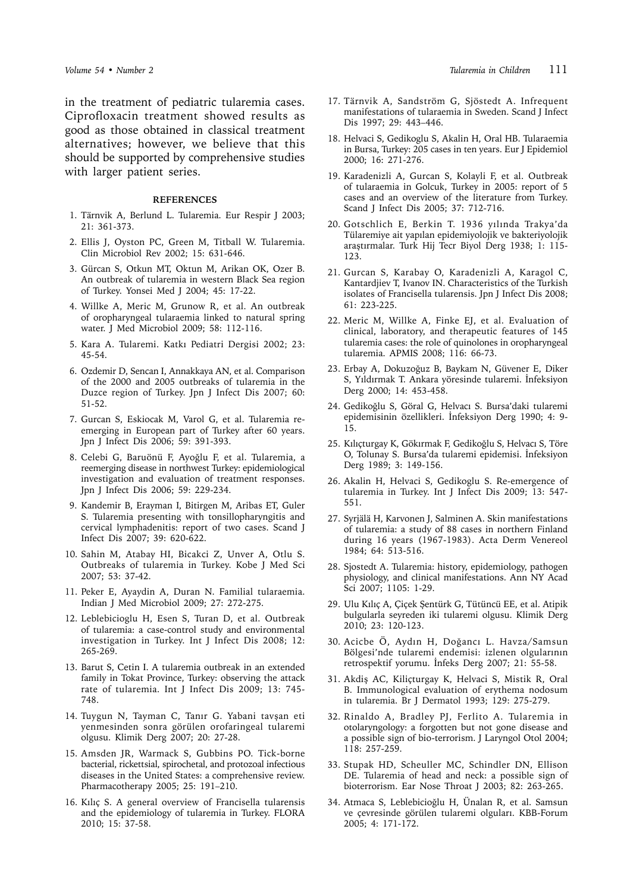in the treatment of pediatric tularemia cases. Ciprofloxacin treatment showed results as good as those obtained in classical treatment alternatives; however, we believe that this should be supported by comprehensive studies with larger patient series.

## REFERENCES

1. Tärnvik A, Berlund L. Tularemia. Eur Respir J 2003; 21: 361-373.
2. Ellis J, Oyston PC, Green M, Titball W. Tularemia. Clin Microbiol Rev 2002; 15: 631-646.
3. Gürcan S, Otkun MT, Oktun M, Arikan OK, Ozer B. An outbreak of tularemia in western Black Sea region of Turkey. Yonsei Med J 2004; 45: 17-22.
4. Willke A, Meric M, Grunow R, et al. An outbreak of oropharyngeal tularaemia linked to natural spring water. J Med Microbiol 2009; 58: 112-116.
5. Kara A. Tularemi. Katkı Pediatri Dergisi 2002; 23: 45-54.
6. Ozdemir D, Sencan I, Annakkaya AN, et al. Comparison of the 2000 and 2005 outbreaks of tularemia in the Duzce region of Turkey. Jpn J Infect Dis 2007; 60: 51-52.
7. Gurcan S, Eskiocak M, Varol G, et al. Tularemia re-emerging in European part of Turkey after 60 years. Jpn J Infect Dis 2006; 59: 391-393.
8. Celebi G, Baruönü F, Ayoğlu F, et al. Tularemia, a reemerging disease in northwest Turkey: epidemiological investigation and evaluation of treatment responses. Jpn J Infect Dis 2006; 59: 229-234.
9. Kandemir B, Erayman I, Bitirgen M, Aribas ET, Guler S. Tularemia presenting with tonsillopharyngitis and cervical lymphadenitis: report of two cases. Scand J Infect Dis 2007; 39: 620-622.
10. Sahin M, Atabay HI, Bicakci Z, Unver A, Otlu S. Outbreaks of tularemia in Turkey. Kobe J Med Sci 2007; 53: 37-42.
11. Peker E, Ayaydin A, Duran N. Familial tularaemia. Indian J Med Microbiol 2009; 27: 272-275.
12. Leblebicioglu H, Esen S, Turan D, et al. Outbreak of tularemia: a case-control study and environmental investigation in Turkey. Int J Infect Dis 2008; 12: 265-269.
13. Barut S, Cetin I. A tularemia outbreak in an extended family in Tokat Province, Turkey: observing the attack rate of tularemia. Int J Infect Dis 2009; 13: 745-748.
14. Tuygun N, Tayman C, Tanır G. Yabani tavşan eti yenmesinden sonra görülen orofaringeal tularemi olgusu. Klimik Derg 2007; 20: 27-28.
15. Amsden JR, Warmack S, Gubbins PO. Tick-borne bacterial, rickettsial, spirochetal, and protozoal infectious diseases in the United States: a comprehensive review. Pharmacotherapy 2005; 25: 191–210.
16. Kılıç S. A general overview of Francisella tularensis and the epidemiology of tularemia in Turkey. FLORA 2010; 15: 37-58.
17. Tärnvik A, Sandström G, Sjöstedt A. Infrequent manifestations of tularaemia in Sweden. Scand J Infect Dis 1997; 29: 443–446.
18. Helvaci S, Gedikoglu S, Akalin H, Oral HB. Tularaemia in Bursa, Turkey: 205 cases in ten years. Eur J Epidemiol 2000; 16: 271-276.
19. Karadenizli A, Gurcan S, Kolayli F, et al. Outbreak of tularaemia in Golcuk, Turkey in 2005: report of 5 cases and an overview of the literature from Turkey. Scand J Infect Dis 2005; 37: 712-716.
20. Gotschlich E, Berkin T. 1936 yılında Trakya'da Tülaremiye ait yapılan epidemiyolojik ve bakteriyolojik araştırmalar. Turk Hij Tecr Biyol Derg 1938; 1: 115-123.
21. Gurcan S, Karabay O, Karadenizli A, Karagol C, Kantardjiev T, Ivanov IN. Characteristics of the Turkish isolates of Francisella tularensis. Jpn J Infect Dis 2008; 61: 223-225.
22. Meric M, Willke A, Finke EJ, et al. Evaluation of clinical, laboratory, and therapeutic features of 145 tularemia cases: the role of quinolones in oropharyngeal tularemia. APMIS 2008; 116: 66-73.
23. Erbay A, Dokuzoğuz B, Baykam N, Güvener E, Diker S, Yıldırmak T. Ankara yöresinde tularemi. İnfeksiyon Derg 2000; 14: 453-458.
24. Gedikoğlu S, Göral G, Helvacı S. Bursa'daki tularemi epidemisinin özellikleri. İnfeksiyon Derg 1990; 4: 9-15.
25. Kılıçturgay K, Gökırmak F, Gedikoğlu S, Helvacı S, Töre O, Tolunay S. Bursa'da tularemi epidemisi. İnfeksiyon Derg 1989; 3: 149-156.
26. Akalin H, Helvaci S, Gedikoglu S. Re-emergence of tularemia in Turkey. Int J Infect Dis 2009; 13: 547-551.
27. Syrjälä H, Karvonen J, Salminen A. Skin manifestations of tularemia: a study of 88 cases in northern Finland during 16 years (1967-1983). Acta Derm Venereol 1984; 64: 513-516.
28. Sjostedt A. Tularemia: history, epidemiology, pathogen physiology, and clinical manifestations. Ann NY Acad Sci 2007; 1105: 1-29.
29. Ulu Kılıç A, Çiçek Şentürk G, Tütüncü EE, et al. Atipik bulgularla seyreden iki tularemi olgusu. Klimik Derg 2010; 23: 120-123.
30. Acicbe Ö, Aydın H, Doğancı L. Havza/Samsun Bölgesi'nde tularemi endemisi: izlenen olgularının retrospektif yorumu. İnfeks Derg 2007; 21: 55-58.
31. Akdiş AC, Kiliçturgay K, Helvaci S, Mistik R, Oral B. Immunological evaluation of erythema nodosum in tularemia. Br J Dermatol 1993; 129: 275-279.
32. Rinaldo A, Bradley PJ, Ferlito A. Tularemia in otolaryngology: a forgotten but not gone disease and a possible sign of bio-terrorism. J Laryngol Otol 2004; 118: 257-259.
33. Stupak HD, Scheuller MC, Schindler DN, Ellison DE. Tularemia of head and neck: a possible sign of bioterrorism. Ear Nose Throat J 2003; 82: 263-265.
34. Atmaca S, Leblebicioğlu H, Ünalan R, et al. Samsun ve çevresinde görülen tularemi olguları. KBB-Forum 2005; 4: 171-172.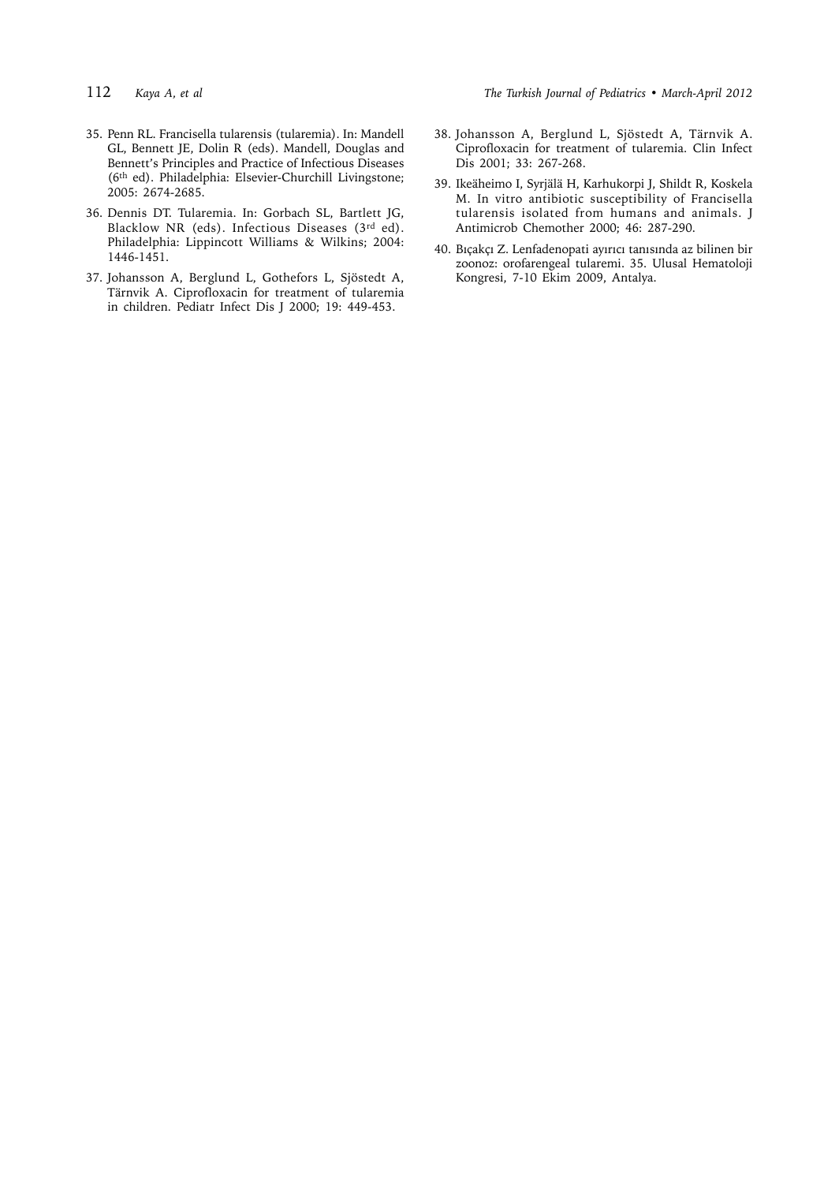35. Penn RL. Francisella tularensis (tularemia). In: Mandell GL, Bennett JE, Dolin R (eds). Mandell, Douglas and Bennett's Principles and Practice of Infectious Diseases (6th ed). Philadelphia: Elsevier-Churchill Livingstone; 2005: 2674-2685.

36. Dennis DT. Tularemia. In: Gorbach SL, Bartlett JG, Blacklow NR (eds). Infectious Diseases (3rd ed). Philadelphia: Lippincott Williams & Wilkins; 2004: 1446-1451.

37. Johansson A, Berglund L, Gothefors L, Sjöstedt A, Tärnvik A. Ciprofloxacin for treatment of tularemia in children. Pediatr Infect Dis J 2000; 19: 449-453.

38. Johansson A, Berglund L, Sjöstedt A, Tärnvik A. Ciprofloxacin for treatment of tularemia. Clin Infect Dis 2001; 33: 267-268.

39. Ikeäheimo I, Syrjälä H, Karhukorpi J, Shildt R, Koskela M. In vitro antibiotic susceptibility of Francisella tularensis isolated from humans and animals. J Antimicrob Chemother 2000; 46: 287-290.

40. Bıçakçı Z. Lenfadenopati ayırıcı tanısında az bilinen bir zoonoz: orofarengeal tularemi. 35. Ulusal Hematoloji Kongresi, 7-10 Ekim 2009, Antalya.